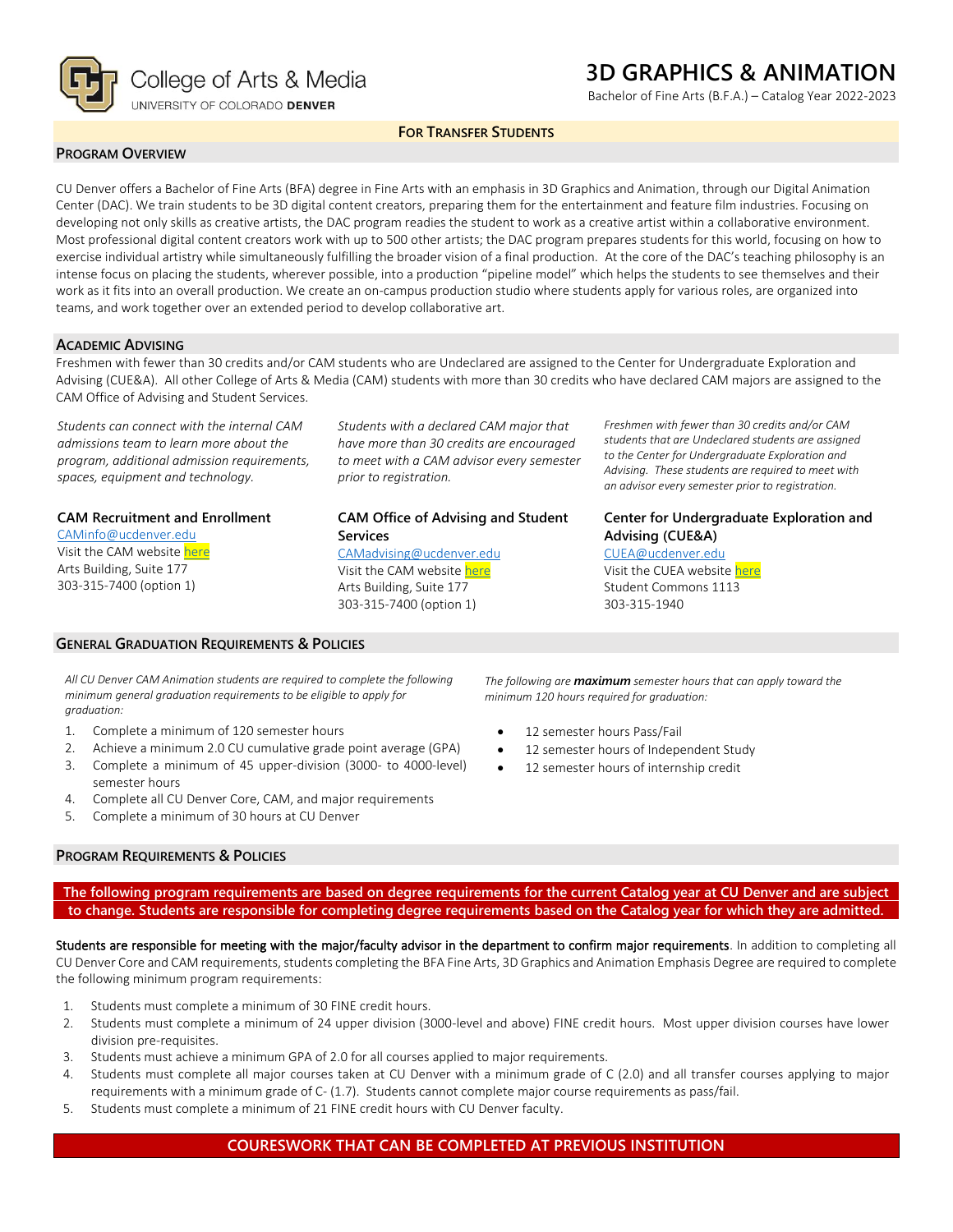College of Arts & Media
UNIVERSITY OF COLORADO DENVER

# 3D GRAPHICS & ANIMATION

Bachelor of Fine Arts (B.F.A.) – Catalog Year 2022-2023

**FOR TRANSFER STUDENTS**

## PROGRAM OVERVIEW

CU Denver offers a Bachelor of Fine Arts (BFA) degree in Fine Arts with an emphasis in 3D Graphics and Animation, through our Digital Animation Center (DAC). We train students to be 3D digital content creators, preparing them for the entertainment and feature film industries. Focusing on developing not only skills as creative artists, the DAC program readies the student to work as a creative artist within a collaborative environment. Most professional digital content creators work with up to 500 other artists; the DAC program prepares students for this world, focusing on how to exercise individual artistry while simultaneously fulfilling the broader vision of a final production. At the core of the DAC's teaching philosophy is an intense focus on placing the students, wherever possible, into a production "pipeline model" which helps the students to see themselves and their work as it fits into an overall production. We create an on-campus production studio where students apply for various roles, are organized into teams, and work together over an extended period to develop collaborative art.

## ACADEMIC ADVISING

Freshmen with fewer than 30 credits and/or CAM students who are Undeclared are assigned to the Center for Undergraduate Exploration and Advising (CUE&A). All other College of Arts & Media (CAM) students with more than 30 credits who have declared CAM majors are assigned to the CAM Office of Advising and Student Services.

*Students can connect with the internal CAM admissions team to learn more about the program, additional admission requirements, spaces, equipment and technology.*

**CAM Recruitment and Enrollment**
CAMinfo@ucdenver.edu
Visit the CAM website here
Arts Building, Suite 177
303-315-7400 (option 1)

*Students with a declared CAM major that have more than 30 credits are encouraged to meet with a CAM advisor every semester prior to registration.*

**CAM Office of Advising and Student Services**
CAMadvising@ucdenver.edu
Visit the CAM website here
Arts Building, Suite 177
303-315-7400 (option 1)

*Freshmen with fewer than 30 credits and/or CAM students that are Undeclared students are assigned to the Center for Undergraduate Exploration and Advising. These students are required to meet with an advisor every semester prior to registration.*

**Center for Undergraduate Exploration and Advising (CUE&A)**
CUEA@ucdenver.edu
Visit the CUEA website here
Student Commons 1113
303-315-1940

## GENERAL GRADUATION REQUIREMENTS & POLICIES

*All CU Denver CAM Animation students are required to complete the following minimum general graduation requirements to be eligible to apply for graduation:*

1. Complete a minimum of 120 semester hours
2. Achieve a minimum 2.0 CU cumulative grade point average (GPA)
3. Complete a minimum of 45 upper-division (3000- to 4000-level) semester hours
4. Complete all CU Denver Core, CAM, and major requirements
5. Complete a minimum of 30 hours at CU Denver

*The following are **maximum** semester hours that can apply toward the minimum 120 hours required for graduation:*

- 12 semester hours Pass/Fail
- 12 semester hours of Independent Study
- 12 semester hours of internship credit

## PROGRAM REQUIREMENTS & POLICIES

**The following program requirements are based on degree requirements for the current Catalog year at CU Denver and are subject to change. Students are responsible for completing degree requirements based on the Catalog year for which they are admitted.**

Students are responsible for meeting with the major/faculty advisor in the department to confirm major requirements. In addition to completing all CU Denver Core and CAM requirements, students completing the BFA Fine Arts, 3D Graphics and Animation Emphasis Degree are required to complete the following minimum program requirements:

1. Students must complete a minimum of 30 FINE credit hours.
2. Students must complete a minimum of 24 upper division (3000-level and above) FINE credit hours. Most upper division courses have lower division pre-requisites.
3. Students must achieve a minimum GPA of 2.0 for all courses applied to major requirements.
4. Students must complete all major courses taken at CU Denver with a minimum grade of C (2.0) and all transfer courses applying to major requirements with a minimum grade of C- (1.7). Students cannot complete major course requirements as pass/fail.
5. Students must complete a minimum of 21 FINE credit hours with CU Denver faculty.

## COURESWORK THAT CAN BE COMPLETED AT PREVIOUS INSTITUTION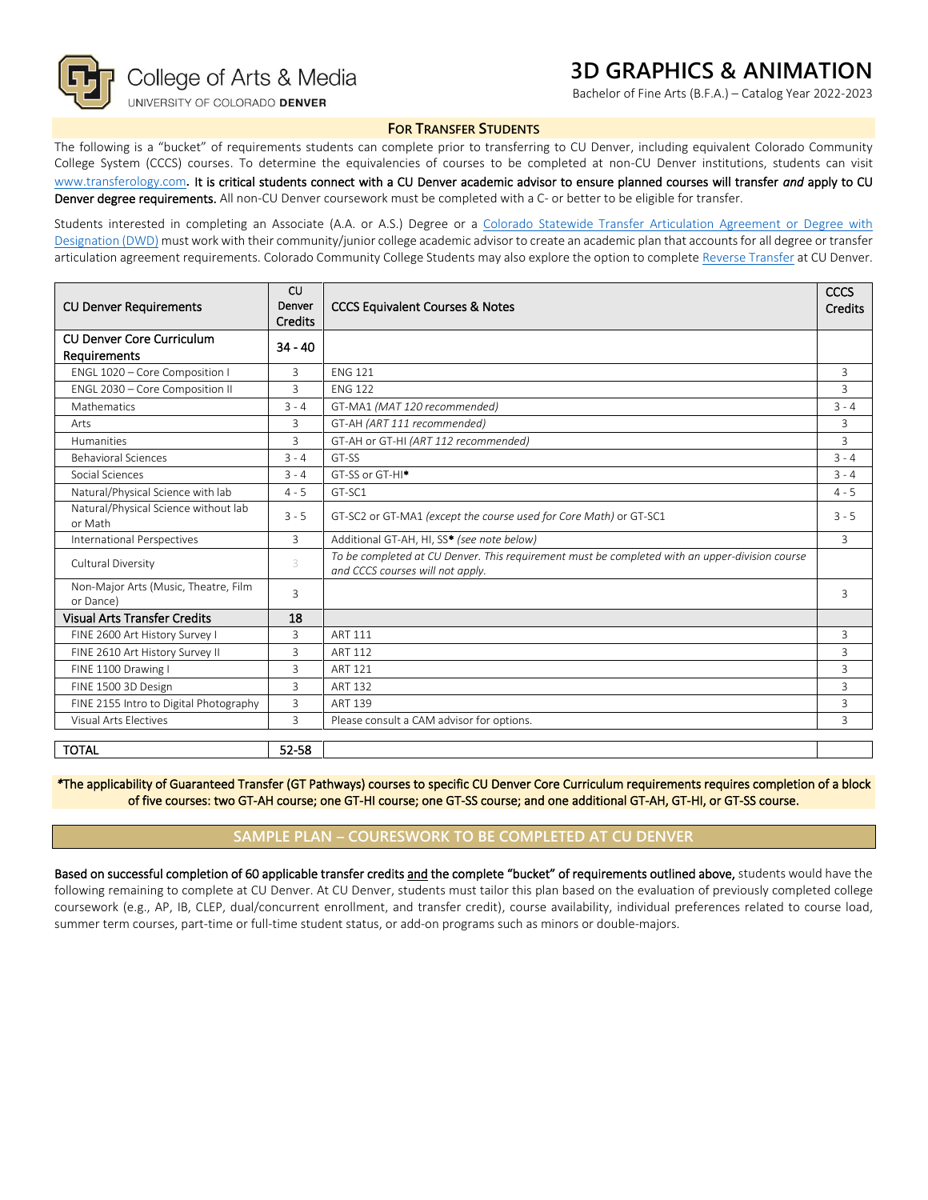# 3D GRAPHICS & ANIMATION

Bachelor of Fine Arts (B.F.A.) – Catalog Year 2022-2023

## For Transfer Students

The following is a "bucket" of requirements students can complete prior to transferring to CU Denver, including equivalent Colorado Community College System (CCCS) courses. To determine the equivalencies of courses to be completed at non-CU Denver institutions, students can visit www.transferology.com. **It is critical students connect with a CU Denver academic advisor to ensure planned courses will transfer *and* apply to CU Denver degree requirements.** All non-CU Denver coursework must be completed with a C- or better to be eligible for transfer.

Students interested in completing an Associate (A.A. or A.S.) Degree or a Colorado Statewide Transfer Articulation Agreement or Degree with Designation (DWD) must work with their community/junior college academic advisor to create an academic plan that accounts for all degree or transfer articulation agreement requirements. Colorado Community College Students may also explore the option to complete Reverse Transfer at CU Denver.

| CU Denver Requirements | CU Denver Credits | CCCS Equivalent Courses & Notes | CCCS Credits |
|---|---|---|---|
| **CU Denver Core Curriculum Requirements** | **34 - 40** | | |
| ENGL 1020 – Core Composition I | 3 | ENG 121 | 3 |
| ENGL 2030 – Core Composition II | 3 | ENG 122 | 3 |
| Mathematics | 3 - 4 | GT-MA1 *(MAT 120 recommended)* | 3 - 4 |
| Arts | 3 | GT-AH *(ART 111 recommended)* | 3 |
| Humanities | 3 | GT-AH or GT-HI *(ART 112 recommended)* | 3 |
| Behavioral Sciences | 3 - 4 | GT-SS | 3 - 4 |
| Social Sciences | 3 - 4 | GT-SS or GT-HI* | 3 - 4 |
| Natural/Physical Science with lab | 4 - 5 | GT-SC1 | 4 - 5 |
| Natural/Physical Science without lab or Math | 3 - 5 | GT-SC2 or GT-MA1 *(except the course used for Core Math)* or GT-SC1 | 3 - 5 |
| International Perspectives | 3 | Additional GT-AH, HI, SS* *(see note below)* | 3 |
| Cultural Diversity | 3 | *To be completed at CU Denver. This requirement must be completed with an upper-division course and CCCS courses will not apply.* | |
| Non-Major Arts (Music, Theatre, Film or Dance) | 3 | | 3 |
| **Visual Arts Transfer Credits** | **18** | | |
| FINE 2600 Art History Survey I | 3 | ART 111 | 3 |
| FINE 2610 Art History Survey II | 3 | ART 112 | 3 |
| FINE 1100 Drawing I | 3 | ART 121 | 3 |
| FINE 1500 3D Design | 3 | ART 132 | 3 |
| FINE 2155 Intro to Digital Photography | 3 | ART 139 | 3 |
| Visual Arts Electives | 3 | Please consult a CAM advisor for options. | 3 |
| **TOTAL** | **52-58** | | |

***The applicability of Guaranteed Transfer (GT Pathways) courses to specific CU Denver Core Curriculum requirements requires completion of a block of five courses: two GT-AH course; one GT-HI course; one GT-SS course; and one additional GT-AH, GT-HI, or GT-SS course.**

## SAMPLE PLAN – COURESWORK TO BE COMPLETED AT CU DENVER

**Based on successful completion of 60 applicable transfer credits and the complete "bucket" of requirements outlined above,** students would have the following remaining to complete at CU Denver. At CU Denver, students must tailor this plan based on the evaluation of previously completed college coursework (e.g., AP, IB, CLEP, dual/concurrent enrollment, and transfer credit), course availability, individual preferences related to course load, summer term courses, part-time or full-time student status, or add-on programs such as minors or double-majors.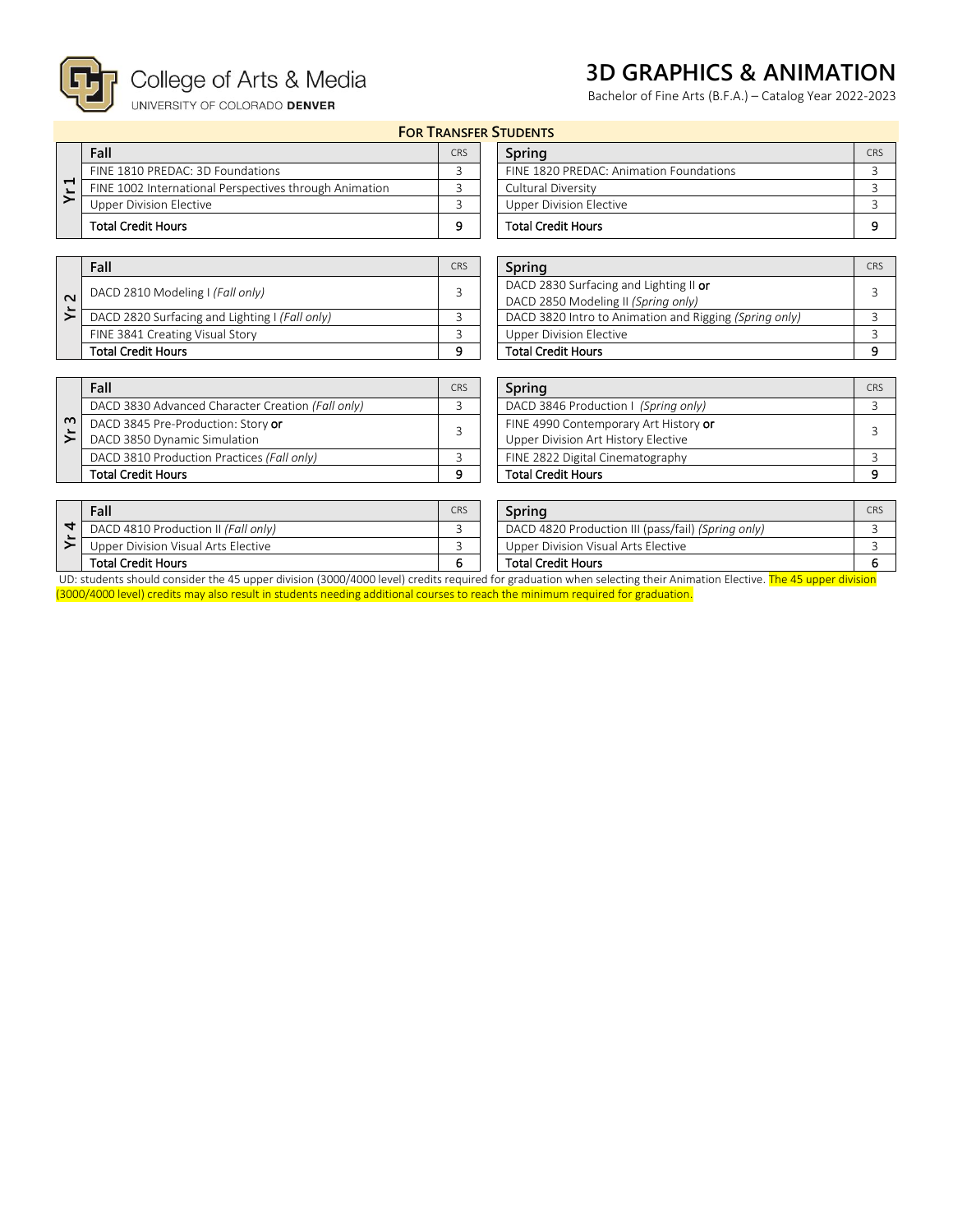College of Arts & Media
UNIVERSITY OF COLORADO DENVER

# 3D GRAPHICS & ANIMATION

Bachelor of Fine Arts (B.F.A.) – Catalog Year 2022-2023

## FOR TRANSFER STUDENTS

**Yr 1**

| Fall | CRS | Spring | CRS |
|---|---|---|---|
| FINE 1810 PREDAC: 3D Foundations | 3 | FINE 1820 PREDAC: Animation Foundations | 3 |
| FINE 1002 International Perspectives through Animation | 3 | Cultural Diversity | 3 |
| Upper Division Elective | 3 | Upper Division Elective | 3 |
| **Total Credit Hours** | **9** | **Total Credit Hours** | **9** |

**Yr 2**

| Fall | CRS | Spring | CRS |
|---|---|---|---|
| DACD 2810 Modeling I *(Fall only)* | 3 | DACD 2830 Surfacing and Lighting II **or** DACD 2850 Modeling II *(Spring only)* | 3 |
| DACD 2820 Surfacing and Lighting I *(Fall only)* | 3 | DACD 3820 Intro to Animation and Rigging *(Spring only)* | 3 |
| FINE 3841 Creating Visual Story | 3 | Upper Division Elective | 3 |
| **Total Credit Hours** | **9** | **Total Credit Hours** | **9** |

**Yr 3**

| Fall | CRS | Spring | CRS |
|---|---|---|---|
| DACD 3830 Advanced Character Creation *(Fall only)* | 3 | DACD 3846 Production I *(Spring only)* | 3 |
| DACD 3845 Pre-Production: Story **or** DACD 3850 Dynamic Simulation | 3 | FINE 4990 Contemporary Art History **or** Upper Division Art History Elective | 3 |
| DACD 3810 Production Practices *(Fall only)* | 3 | FINE 2822 Digital Cinematography | 3 |
| **Total Credit Hours** | **9** | **Total Credit Hours** | **9** |

**Yr 4**

| Fall | CRS | Spring | CRS |
|---|---|---|---|
| DACD 4810 Production II *(Fall only)* | 3 | DACD 4820 Production III (pass/fail) *(Spring only)* | 3 |
| Upper Division Visual Arts Elective | 3 | Upper Division Visual Arts Elective | 3 |
| **Total Credit Hours** | **6** | **Total Credit Hours** | **6** |

UD: students should consider the 45 upper division (3000/4000 level) credits required for graduation when selecting their Animation Elective. The 45 upper division (3000/4000 level) credits may also result in students needing additional courses to reach the minimum required for graduation.